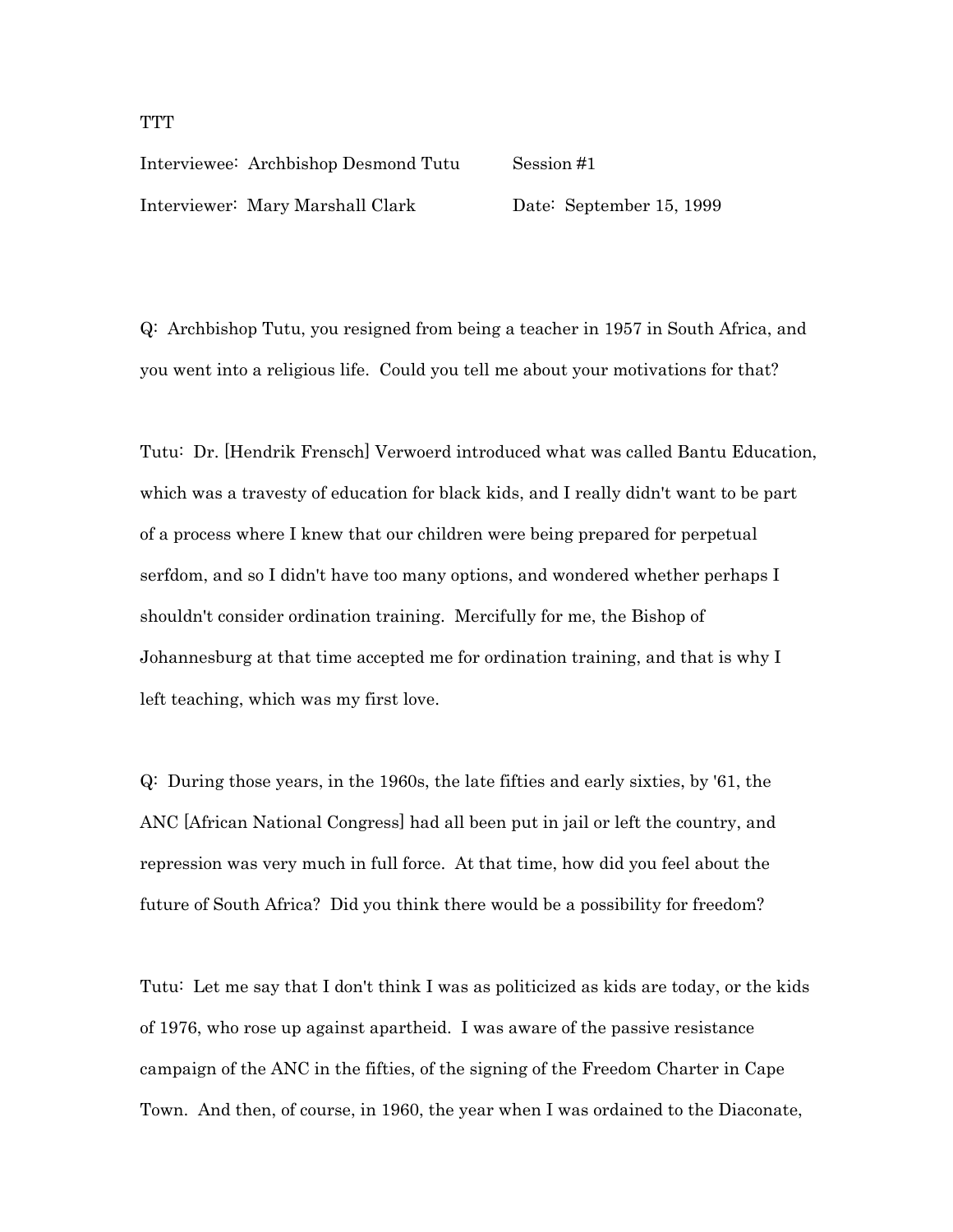TTT

Interviewee: Archbishop Desmond Tutu	Session #1

Interviewer: Mary Marshall Clark	Date: September 15, 1999

Q: Archbishop Tutu, you resigned from being a teacher in 1957 in South Africa, and you went into a religious life. Could you tell me about your motivations for that?

Tutu: Dr. [Hendrik Frensch] Verwoerd introduced what was called Bantu Education, which was a travesty of education for black kids, and I really didn't want to be part of a process where I knew that our children were being prepared for perpetual serfdom, and so I didn't have too many options, and wondered whether perhaps I shouldn't consider ordination training. Mercifully for me, the Bishop of Johannesburg at that time accepted me for ordination training, and that is why I left teaching, which was my first love.

Q: During those years, in the 1960s, the late fifties and early sixties, by '61, the ANC [African National Congress] had all been put in jail or left the country, and repression was very much in full force. At that time, how did you feel about the future of South Africa? Did you think there would be a possibility for freedom?

Tutu: Let me say that I don't think I was as politicized as kids are today, or the kids of 1976, who rose up against apartheid. I was aware of the passive resistance campaign of the ANC in the fifties, of the signing of the Freedom Charter in Cape Town. And then, of course, in 1960, the year when I was ordained to the Diaconate,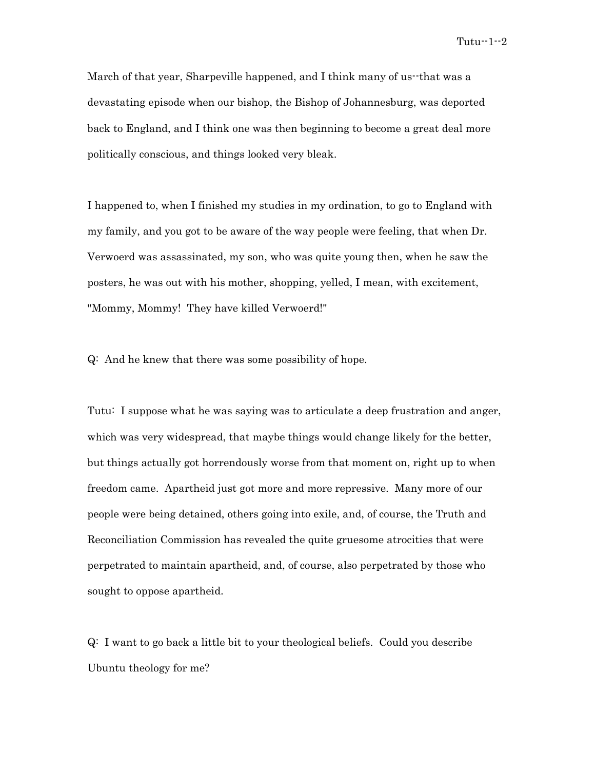March of that year, Sharpeville happened, and I think many of us--that was a devastating episode when our bishop, the Bishop of Johannesburg, was deported back to England, and I think one was then beginning to become a great deal more politically conscious, and things looked very bleak.

I happened to, when I finished my studies in my ordination, to go to England with my family, and you got to be aware of the way people were feeling, that when Dr. Verwoerd was assassinated, my son, who was quite young then, when he saw the posters, he was out with his mother, shopping, yelled, I mean, with excitement, "Mommy, Mommy! They have killed Verwoerd!"

Q: And he knew that there was some possibility of hope.

Tutu: I suppose what he was saying was to articulate a deep frustration and anger, which was very widespread, that maybe things would change likely for the better, but things actually got horrendously worse from that moment on, right up to when freedom came. Apartheid just got more and more repressive. Many more of our people were being detained, others going into exile, and, of course, the Truth and Reconciliation Commission has revealed the quite gruesome atrocities that were perpetrated to maintain apartheid, and, of course, also perpetrated by those who sought to oppose apartheid.

Q: I want to go back a little bit to your theological beliefs. Could you describe Ubuntu theology for me?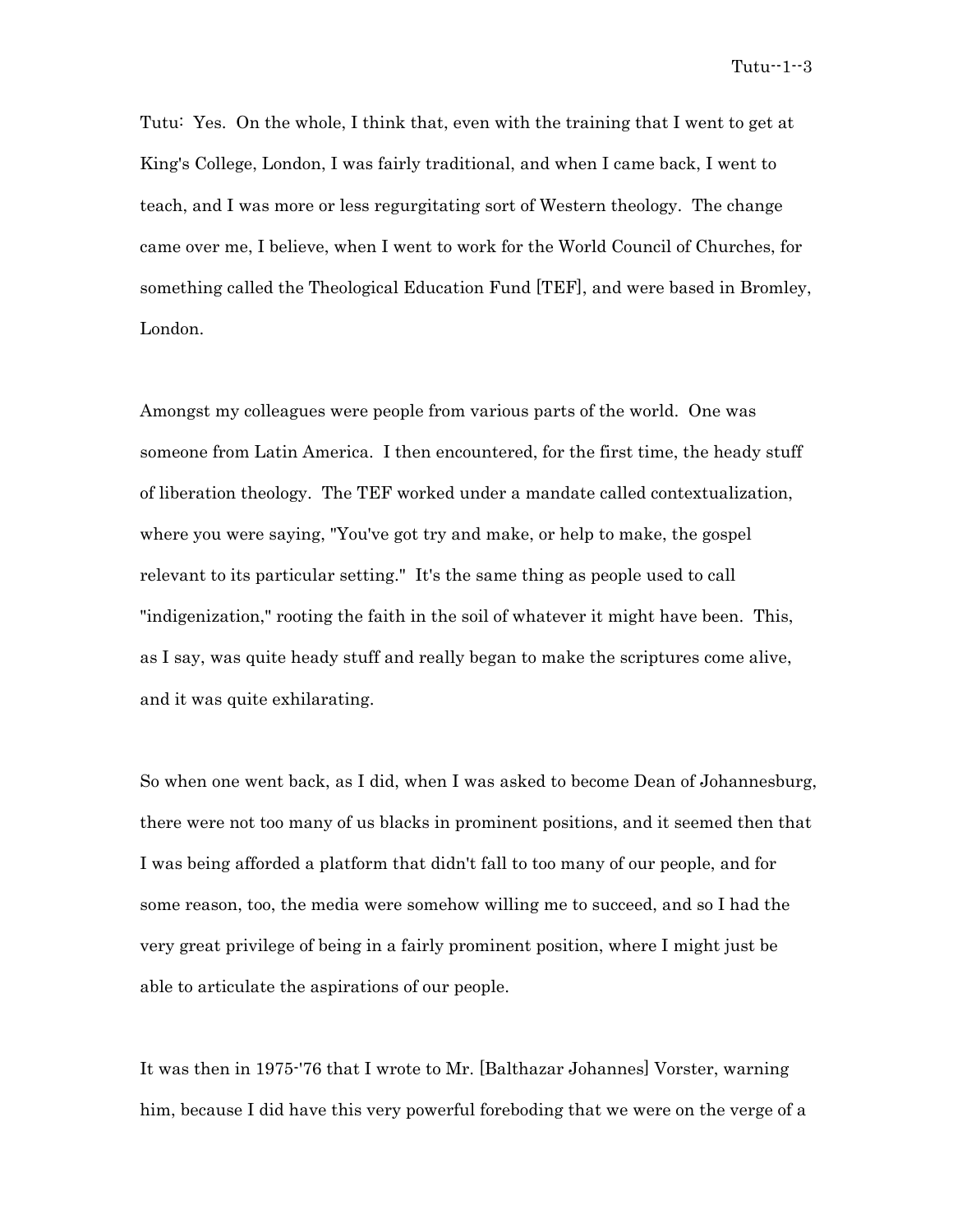Tutu: Yes. On the whole, I think that, even with the training that I went to get at King's College, London, I was fairly traditional, and when I came back, I went to teach, and I was more or less regurgitating sort of Western theology. The change came over me, I believe, when I went to work for the World Council of Churches, for something called the Theological Education Fund [TEF], and were based in Bromley, London.

Amongst my colleagues were people from various parts of the world. One was someone from Latin America. I then encountered, for the first time, the heady stuff of liberation theology. The TEF worked under a mandate called contextualization, where you were saying, "You've got try and make, or help to make, the gospel relevant to its particular setting." It's the same thing as people used to call "indigenization," rooting the faith in the soil of whatever it might have been. This, as I say, was quite heady stuff and really began to make the scriptures come alive, and it was quite exhilarating.

So when one went back, as I did, when I was asked to become Dean of Johannesburg, there were not too many of us blacks in prominent positions, and it seemed then that I was being afforded a platform that didn't fall to too many of our people, and for some reason, too, the media were somehow willing me to succeed, and so I had the very great privilege of being in a fairly prominent position, where I might just be able to articulate the aspirations of our people.

It was then in 1975-'76 that I wrote to Mr. [Balthazar Johannes] Vorster, warning him, because I did have this very powerful foreboding that we were on the verge of a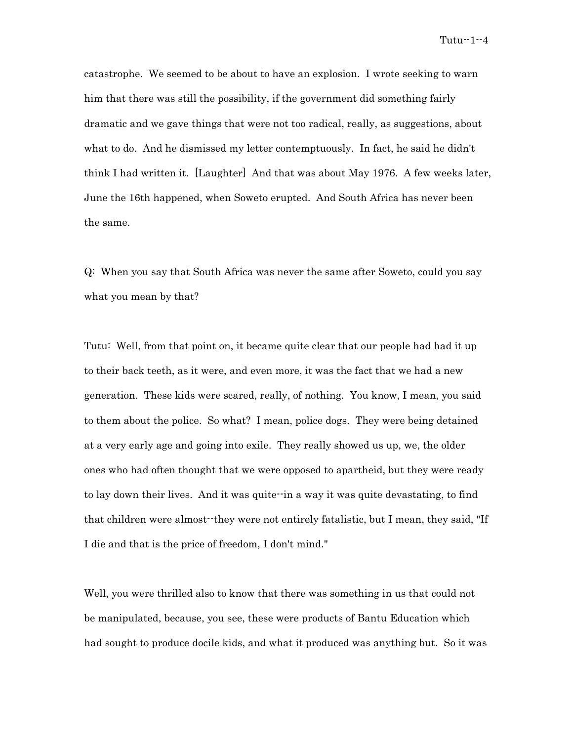catastrophe. We seemed to be about to have an explosion. I wrote seeking to warn him that there was still the possibility, if the government did something fairly dramatic and we gave things that were not too radical, really, as suggestions, about what to do. And he dismissed my letter contemptuously. In fact, he said he didn't think I had written it. [Laughter] And that was about May 1976. A few weeks later, June the 16th happened, when Soweto erupted. And South Africa has never been the same.

Q: When you say that South Africa was never the same after Soweto, could you say what you mean by that?

Tutu: Well, from that point on, it became quite clear that our people had had it up to their back teeth, as it were, and even more, it was the fact that we had a new generation. These kids were scared, really, of nothing. You know, I mean, you said to them about the police. So what? I mean, police dogs. They were being detained at a very early age and going into exile. They really showed us up, we, the older ones who had often thought that we were opposed to apartheid, but they were ready to lay down their lives. And it was quite--in a way it was quite devastating, to find that children were almost--they were not entirely fatalistic, but I mean, they said, "If I die and that is the price of freedom, I don't mind."

Well, you were thrilled also to know that there was something in us that could not be manipulated, because, you see, these were products of Bantu Education which had sought to produce docile kids, and what it produced was anything but. So it was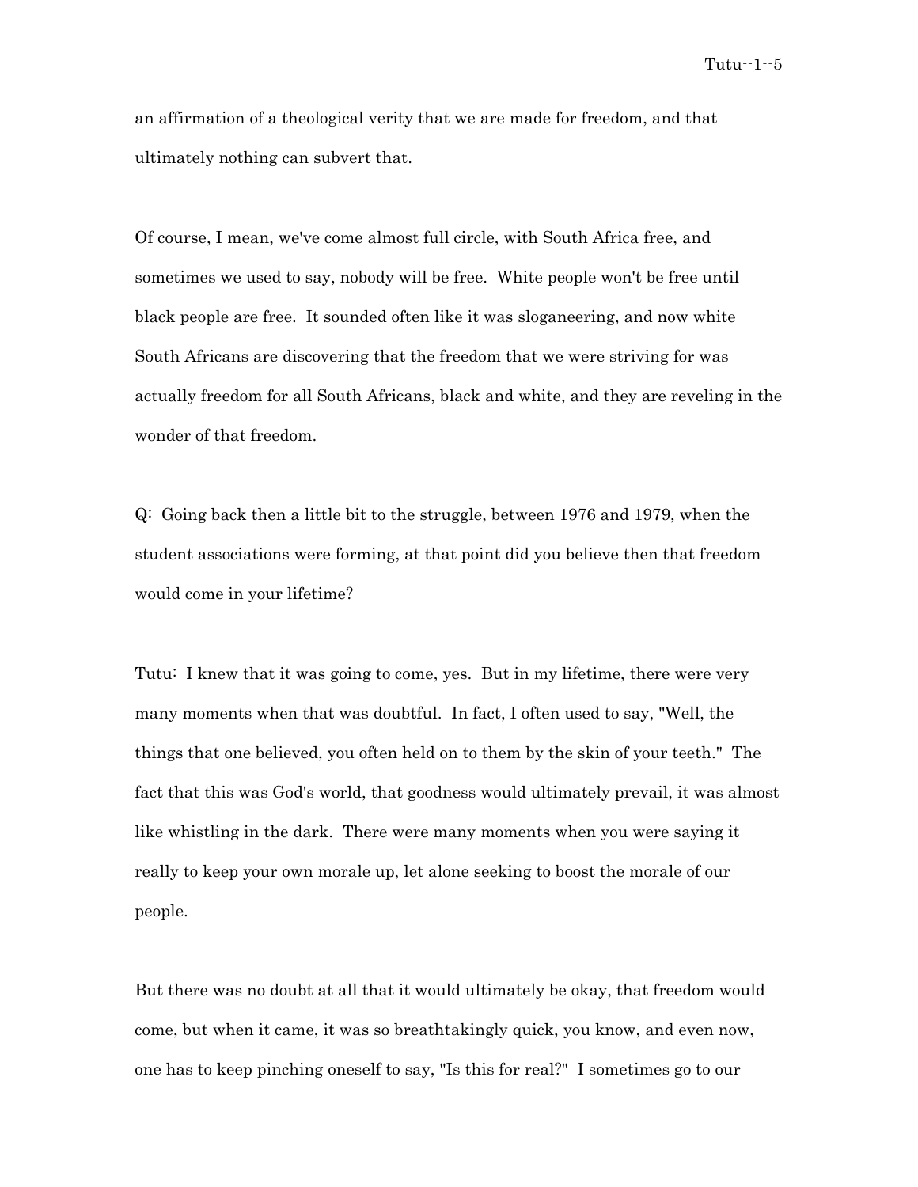an affirmation of a theological verity that we are made for freedom, and that ultimately nothing can subvert that.

Of course, I mean, we've come almost full circle, with South Africa free, and sometimes we used to say, nobody will be free. White people won't be free until black people are free. It sounded often like it was sloganeering, and now white South Africans are discovering that the freedom that we were striving for was actually freedom for all South Africans, black and white, and they are reveling in the wonder of that freedom.

Q: Going back then a little bit to the struggle, between 1976 and 1979, when the student associations were forming, at that point did you believe then that freedom would come in your lifetime?

Tutu: I knew that it was going to come, yes. But in my lifetime, there were very many moments when that was doubtful. In fact, I often used to say, "Well, the things that one believed, you often held on to them by the skin of your teeth." The fact that this was God's world, that goodness would ultimately prevail, it was almost like whistling in the dark. There were many moments when you were saying it really to keep your own morale up, let alone seeking to boost the morale of our people.

But there was no doubt at all that it would ultimately be okay, that freedom would come, but when it came, it was so breathtakingly quick, you know, and even now, one has to keep pinching oneself to say, "Is this for real?" I sometimes go to our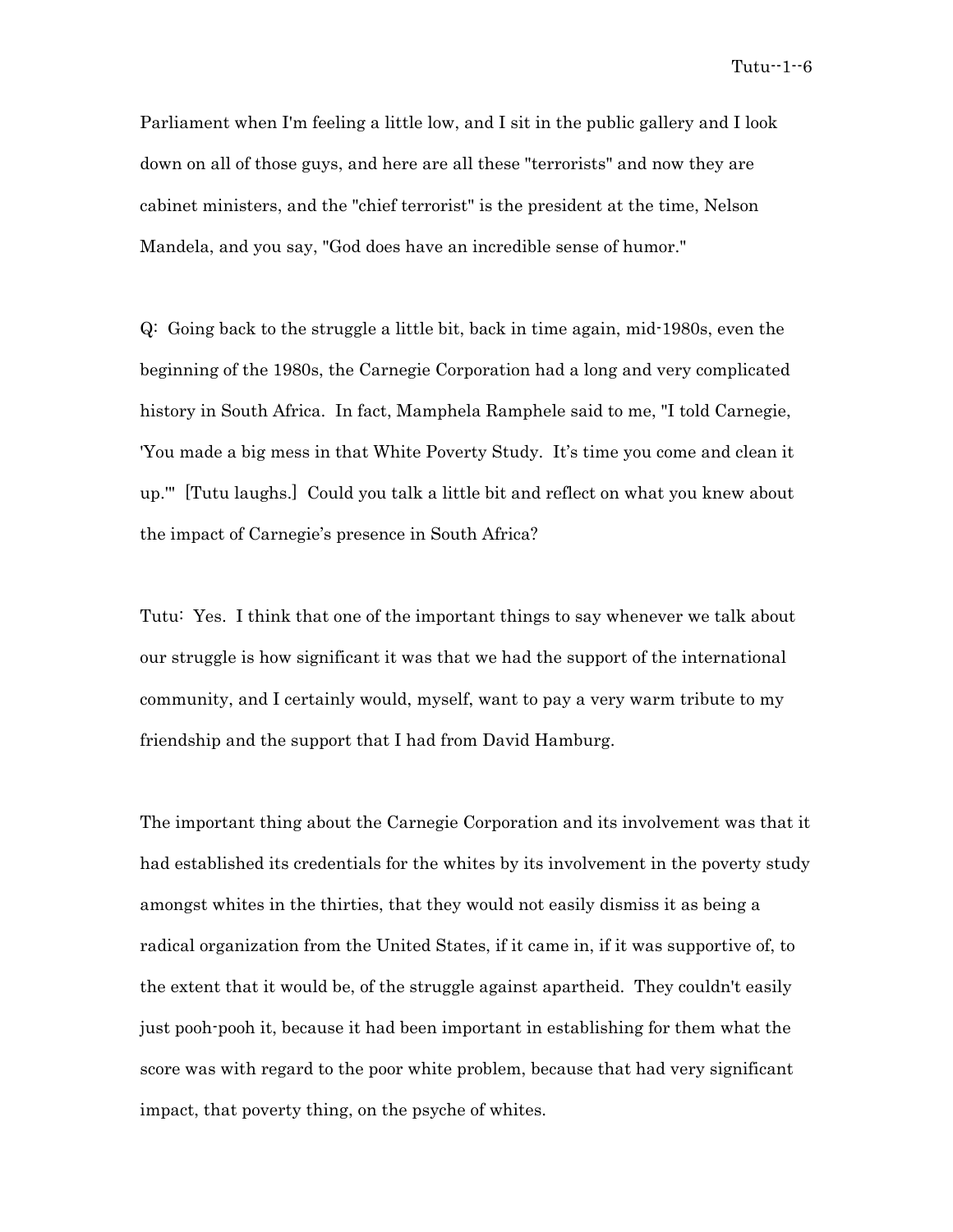Parliament when I'm feeling a little low, and I sit in the public gallery and I look down on all of those guys, and here are all these "terrorists" and now they are cabinet ministers, and the "chief terrorist" is the president at the time, Nelson Mandela, and you say, "God does have an incredible sense of humor."

Q: Going back to the struggle a little bit, back in time again, mid-1980s, even the beginning of the 1980s, the Carnegie Corporation had a long and very complicated history in South Africa. In fact, Mamphela Ramphele said to me, "I told Carnegie, 'You made a big mess in that White Poverty Study. It's time you come and clean it up.'" [Tutu laughs.] Could you talk a little bit and reflect on what you knew about the impact of Carnegie's presence in South Africa?

Tutu: Yes. I think that one of the important things to say whenever we talk about our struggle is how significant it was that we had the support of the international community, and I certainly would, myself, want to pay a very warm tribute to my friendship and the support that I had from David Hamburg.

The important thing about the Carnegie Corporation and its involvement was that it had established its credentials for the whites by its involvement in the poverty study amongst whites in the thirties, that they would not easily dismiss it as being a radical organization from the United States, if it came in, if it was supportive of, to the extent that it would be, of the struggle against apartheid. They couldn't easily just pooh-pooh it, because it had been important in establishing for them what the score was with regard to the poor white problem, because that had very significant impact, that poverty thing, on the psyche of whites.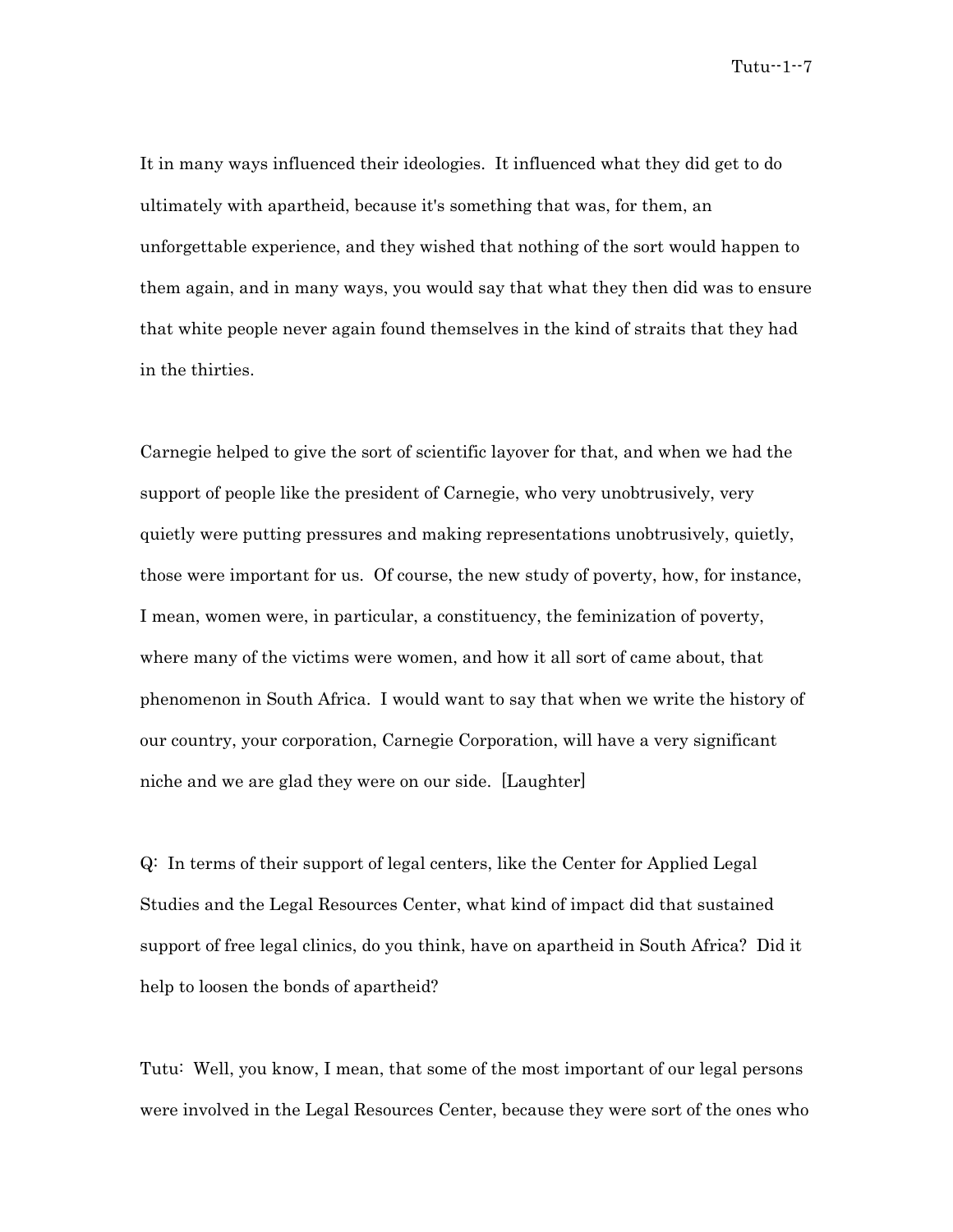It in many ways influenced their ideologies. It influenced what they did get to do ultimately with apartheid, because it's something that was, for them, an unforgettable experience, and they wished that nothing of the sort would happen to them again, and in many ways, you would say that what they then did was to ensure that white people never again found themselves in the kind of straits that they had in the thirties.

Carnegie helped to give the sort of scientific layover for that, and when we had the support of people like the president of Carnegie, who very unobtrusively, very quietly were putting pressures and making representations unobtrusively, quietly, those were important for us. Of course, the new study of poverty, how, for instance, I mean, women were, in particular, a constituency, the feminization of poverty, where many of the victims were women, and how it all sort of came about, that phenomenon in South Africa. I would want to say that when we write the history of our country, your corporation, Carnegie Corporation, will have a very significant niche and we are glad they were on our side. [Laughter]

Q: In terms of their support of legal centers, like the Center for Applied Legal Studies and the Legal Resources Center, what kind of impact did that sustained support of free legal clinics, do you think, have on apartheid in South Africa? Did it help to loosen the bonds of apartheid?

Tutu: Well, you know, I mean, that some of the most important of our legal persons were involved in the Legal Resources Center, because they were sort of the ones who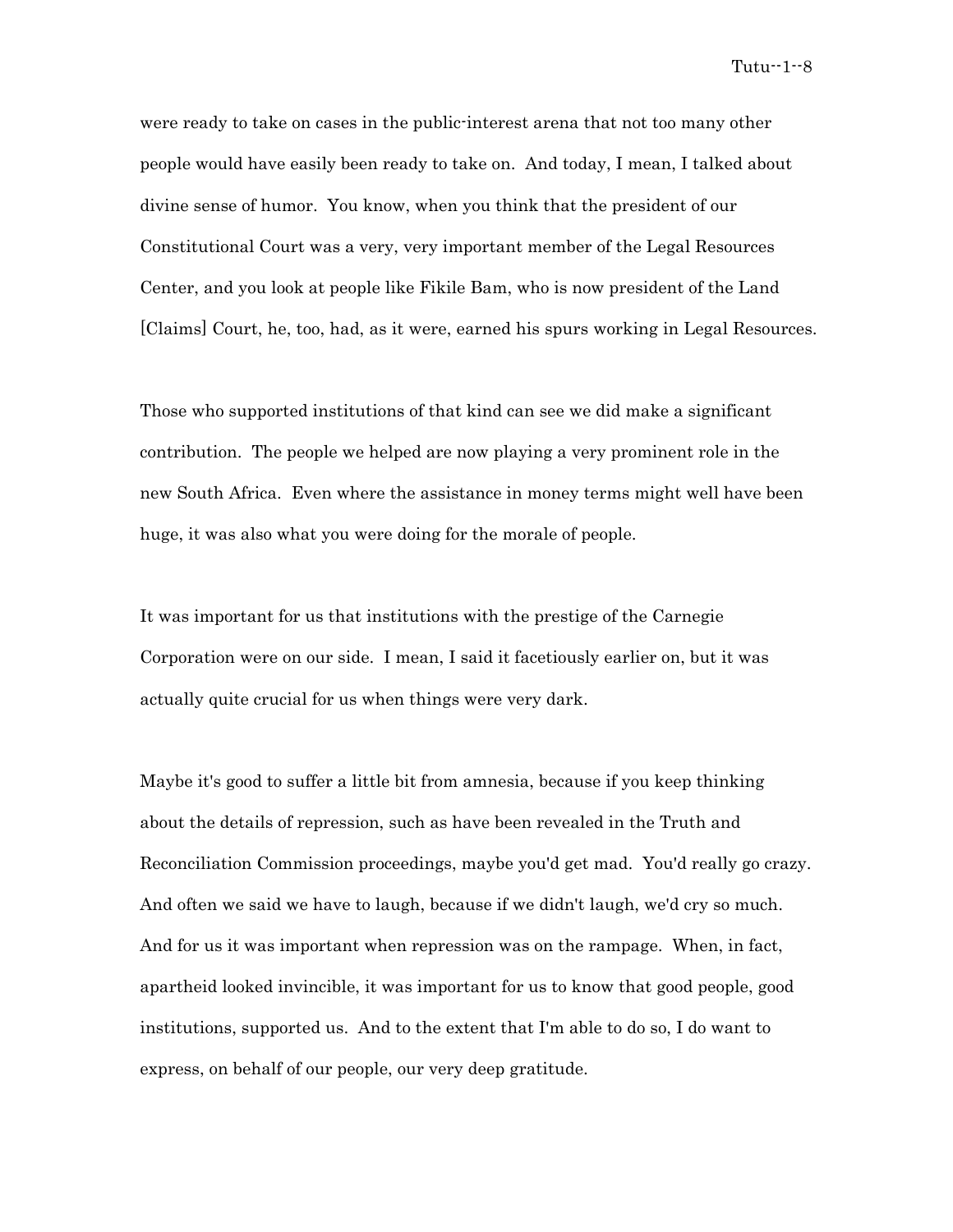were ready to take on cases in the public-interest arena that not too many other people would have easily been ready to take on. And today, I mean, I talked about divine sense of humor. You know, when you think that the president of our Constitutional Court was a very, very important member of the Legal Resources Center, and you look at people like Fikile Bam, who is now president of the Land [Claims] Court, he, too, had, as it were, earned his spurs working in Legal Resources.

Those who supported institutions of that kind can see we did make a significant contribution. The people we helped are now playing a very prominent role in the new South Africa. Even where the assistance in money terms might well have been huge, it was also what you were doing for the morale of people.

It was important for us that institutions with the prestige of the Carnegie Corporation were on our side. I mean, I said it facetiously earlier on, but it was actually quite crucial for us when things were very dark.

Maybe it's good to suffer a little bit from amnesia, because if you keep thinking about the details of repression, such as have been revealed in the Truth and Reconciliation Commission proceedings, maybe you'd get mad. You'd really go crazy. And often we said we have to laugh, because if we didn't laugh, we'd cry so much. And for us it was important when repression was on the rampage. When, in fact, apartheid looked invincible, it was important for us to know that good people, good institutions, supported us. And to the extent that I'm able to do so, I do want to express, on behalf of our people, our very deep gratitude.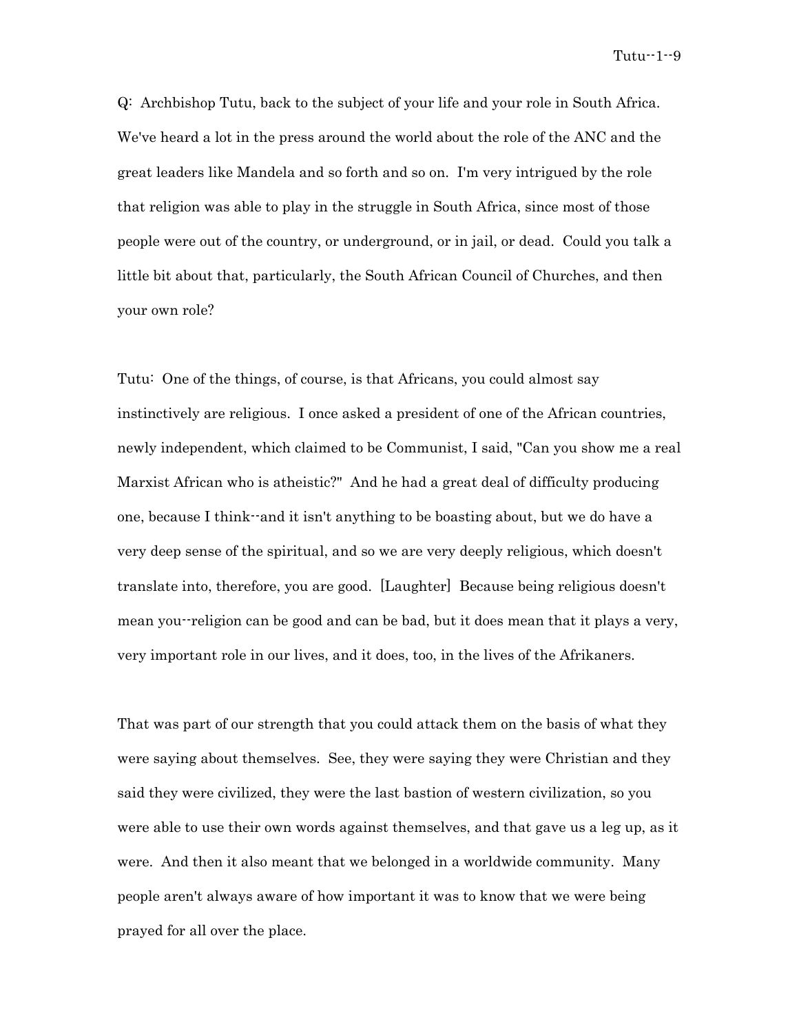Q: Archbishop Tutu, back to the subject of your life and your role in South Africa. We've heard a lot in the press around the world about the role of the ANC and the great leaders like Mandela and so forth and so on. I'm very intrigued by the role that religion was able to play in the struggle in South Africa, since most of those people were out of the country, or underground, or in jail, or dead. Could you talk a little bit about that, particularly, the South African Council of Churches, and then your own role?

Tutu: One of the things, of course, is that Africans, you could almost say instinctively are religious. I once asked a president of one of the African countries, newly independent, which claimed to be Communist, I said, "Can you show me a real Marxist African who is atheistic?" And he had a great deal of difficulty producing one, because I think--and it isn't anything to be boasting about, but we do have a very deep sense of the spiritual, and so we are very deeply religious, which doesn't translate into, therefore, you are good. [Laughter] Because being religious doesn't mean you--religion can be good and can be bad, but it does mean that it plays a very, very important role in our lives, and it does, too, in the lives of the Afrikaners.

That was part of our strength that you could attack them on the basis of what they were saying about themselves. See, they were saying they were Christian and they said they were civilized, they were the last bastion of western civilization, so you were able to use their own words against themselves, and that gave us a leg up, as it were. And then it also meant that we belonged in a worldwide community. Many people aren't always aware of how important it was to know that we were being prayed for all over the place.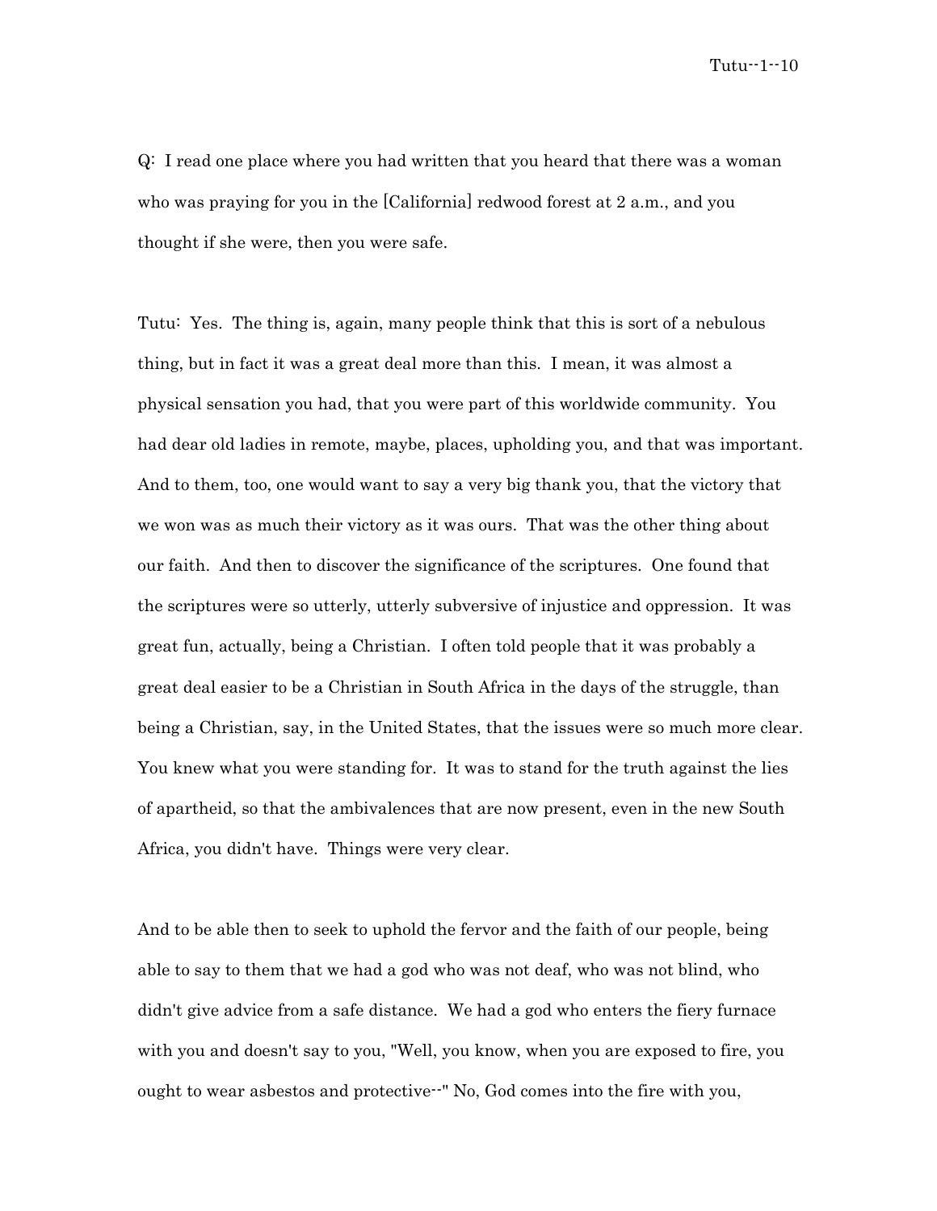Q: I read one place where you had written that you heard that there was a woman who was praying for you in the [California] redwood forest at 2 a.m., and you thought if she were, then you were safe.

Tutu: Yes. The thing is, again, many people think that this is sort of a nebulous thing, but in fact it was a great deal more than this. I mean, it was almost a physical sensation you had, that you were part of this worldwide community. You had dear old ladies in remote, maybe, places, upholding you, and that was important. And to them, too, one would want to say a very big thank you, that the victory that we won was as much their victory as it was ours. That was the other thing about our faith. And then to discover the significance of the scriptures. One found that the scriptures were so utterly, utterly subversive of injustice and oppression. It was great fun, actually, being a Christian. I often told people that it was probably a great deal easier to be a Christian in South Africa in the days of the struggle, than being a Christian, say, in the United States, that the issues were so much more clear. You knew what you were standing for. It was to stand for the truth against the lies of apartheid, so that the ambivalences that are now present, even in the new South Africa, you didn't have. Things were very clear.

And to be able then to seek to uphold the fervor and the faith of our people, being able to say to them that we had a god who was not deaf, who was not blind, who didn't give advice from a safe distance. We had a god who enters the fiery furnace with you and doesn't say to you, "Well, you know, when you are exposed to fire, you ought to wear asbestos and protective--" No, God comes into the fire with you,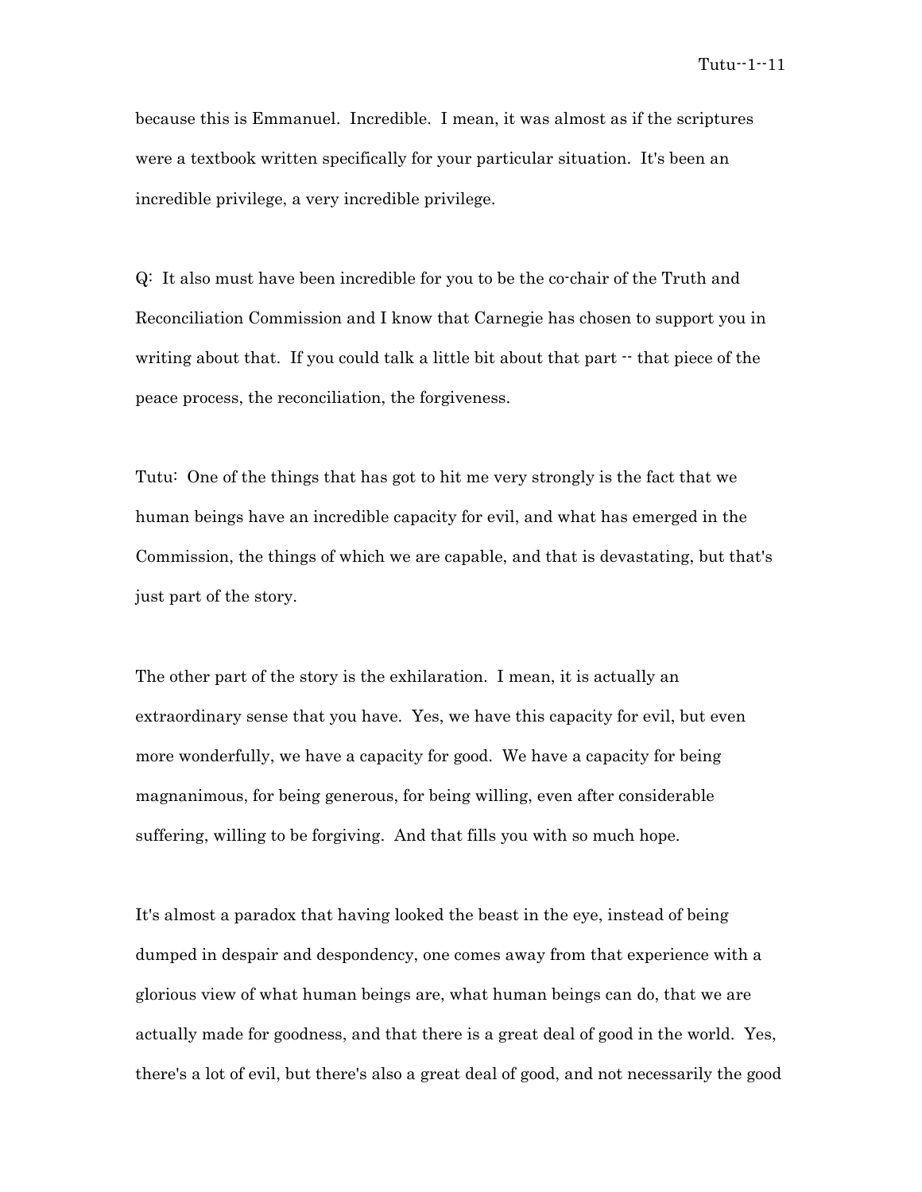because this is Emmanuel. Incredible. I mean, it was almost as if the scriptures were a textbook written specifically for your particular situation. It's been an incredible privilege, a very incredible privilege.

Q: It also must have been incredible for you to be the co-chair of the Truth and Reconciliation Commission and I know that Carnegie has chosen to support you in writing about that. If you could talk a little bit about that part -- that piece of the peace process, the reconciliation, the forgiveness.

Tutu: One of the things that has got to hit me very strongly is the fact that we human beings have an incredible capacity for evil, and what has emerged in the Commission, the things of which we are capable, and that is devastating, but that's just part of the story.

The other part of the story is the exhilaration. I mean, it is actually an extraordinary sense that you have. Yes, we have this capacity for evil, but even more wonderfully, we have a capacity for good. We have a capacity for being magnanimous, for being generous, for being willing, even after considerable suffering, willing to be forgiving. And that fills you with so much hope.

It's almost a paradox that having looked the beast in the eye, instead of being dumped in despair and despondency, one comes away from that experience with a glorious view of what human beings are, what human beings can do, that we are actually made for goodness, and that there is a great deal of good in the world. Yes, there's a lot of evil, but there's also a great deal of good, and not necessarily the good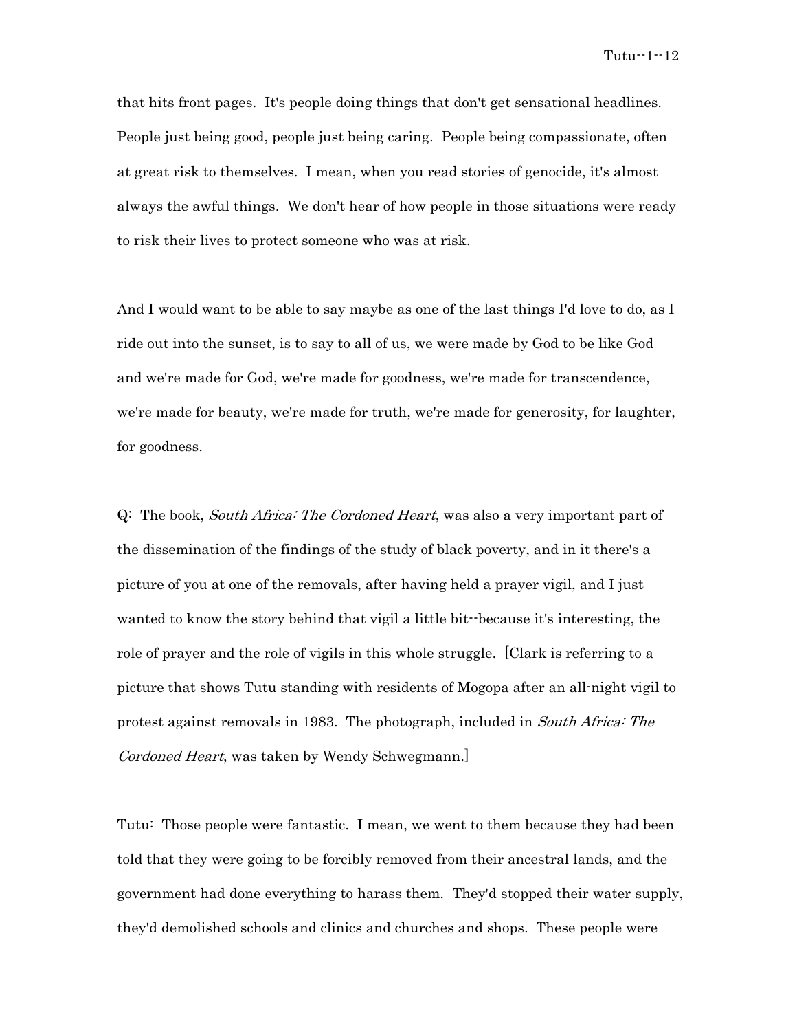that hits front pages. It's people doing things that don't get sensational headlines. People just being good, people just being caring. People being compassionate, often at great risk to themselves. I mean, when you read stories of genocide, it's almost always the awful things. We don't hear of how people in those situations were ready to risk their lives to protect someone who was at risk.

And I would want to be able to say maybe as one of the last things I'd love to do, as I ride out into the sunset, is to say to all of us, we were made by God to be like God and we're made for God, we're made for goodness, we're made for transcendence, we're made for beauty, we're made for truth, we're made for generosity, for laughter, for goodness.

Q: The book, *South Africa: The Cordoned Heart*, was also a very important part of the dissemination of the findings of the study of black poverty, and in it there's a picture of you at one of the removals, after having held a prayer vigil, and I just wanted to know the story behind that vigil a little bit--because it's interesting, the role of prayer and the role of vigils in this whole struggle. [Clark is referring to a picture that shows Tutu standing with residents of Mogopa after an all-night vigil to protest against removals in 1983. The photograph, included in *South Africa: The Cordoned Heart*, was taken by Wendy Schwegmann.]

Tutu: Those people were fantastic. I mean, we went to them because they had been told that they were going to be forcibly removed from their ancestral lands, and the government had done everything to harass them. They'd stopped their water supply, they'd demolished schools and clinics and churches and shops. These people were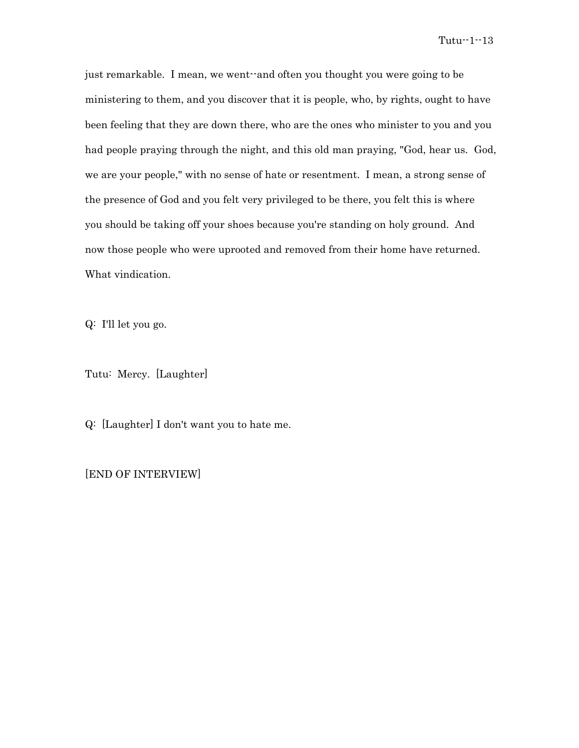just remarkable. I mean, we went--and often you thought you were going to be ministering to them, and you discover that it is people, who, by rights, ought to have been feeling that they are down there, who are the ones who minister to you and you had people praying through the night, and this old man praying, "God, hear us. God, we are your people," with no sense of hate or resentment. I mean, a strong sense of the presence of God and you felt very privileged to be there, you felt this is where you should be taking off your shoes because you're standing on holy ground. And now those people who were uprooted and removed from their home have returned. What vindication.

Q: I'll let you go.

Tutu: Mercy. [Laughter]

Q: [Laughter] I don't want you to hate me.

[END OF INTERVIEW]